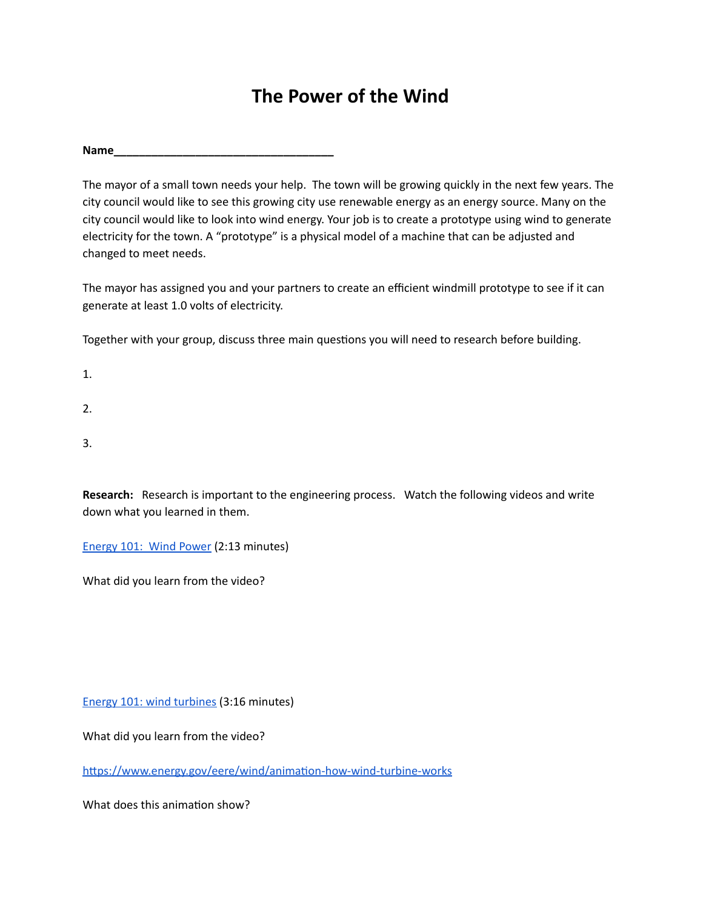# The Power of the Wind

**Name**___________________________________

The mayor of a small town needs your help. The town will be growing quickly in the next few years. The city council would like to see this growing city use renewable energy as an energy source. Many on the city council would like to look into wind energy. Your job is to create a prototype using wind to generate electricity for the town. A "prototype" is a physical model of a machine that can be adjusted and changed to meet needs.

The mayor has assigned you and your partners to create an efficient windmill prototype to see if it can generate at least 1.0 volts of electricity.

Together with your group, discuss three main questions you will need to research before building.

1.

2.

3.

**Research:** Research is important to the engineering process. Watch the following videos and write down what you learned in them.

[Energy 101: Wind Power]() (2:13 minutes)

What did you learn from the video?

[Energy 101: wind turbines]() (3:16 minutes)

What did you learn from the video?

https://www.energy.gov/eere/wind/animation-how-wind-turbine-works

What does this animation show?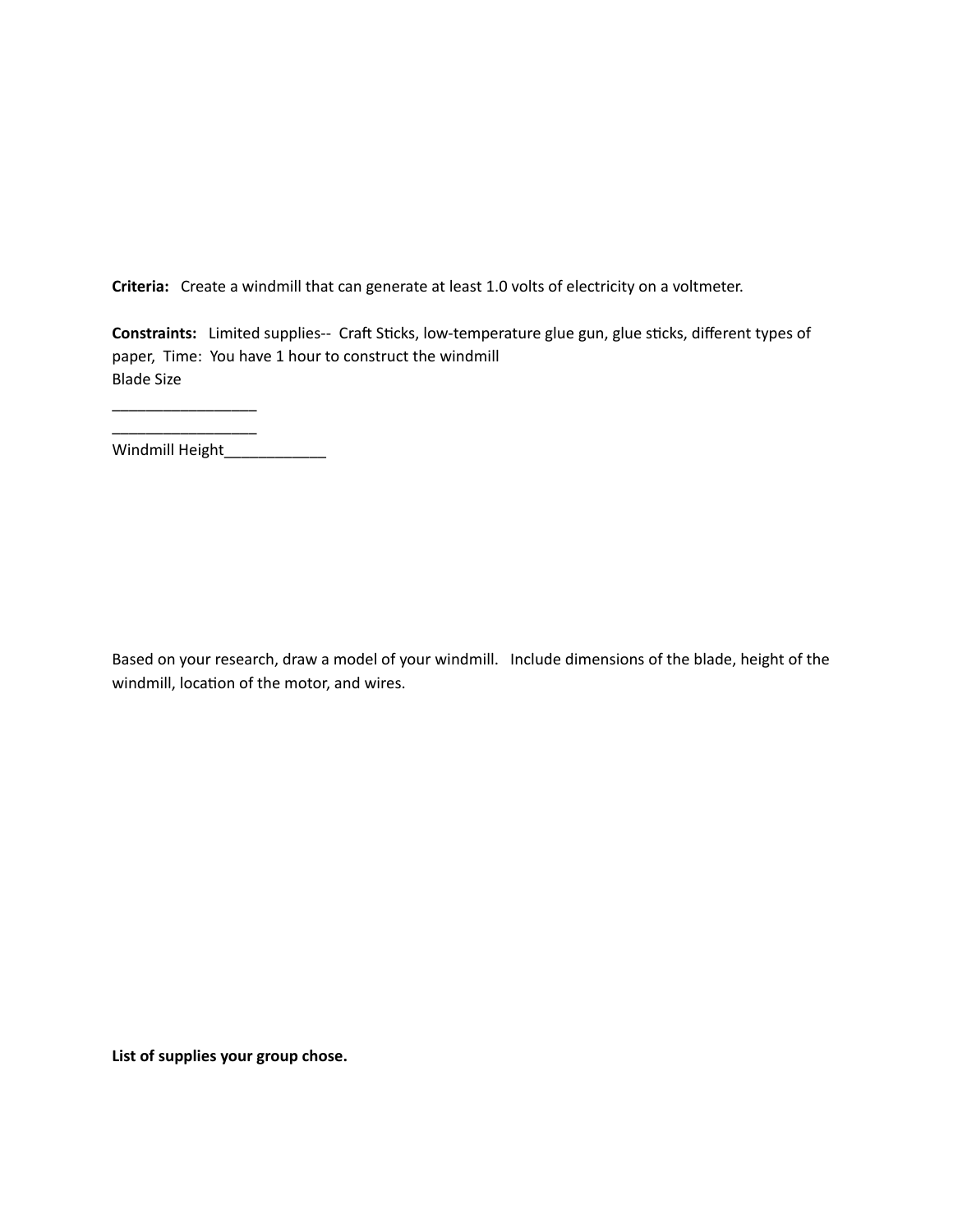**Criteria:** Create a windmill that can generate at least 1.0 volts of electricity on a voltmeter.

**Constraints:** Limited supplies-- Craft Sticks, low-temperature glue gun, glue sticks, different types of paper, Time: You have 1 hour to construct the windmill

Blade Size

_________________

_________________

Windmill Height____________

Based on your research, draw a model of your windmill. Include dimensions of the blade, height of the windmill, location of the motor, and wires.

**List of supplies your group chose.**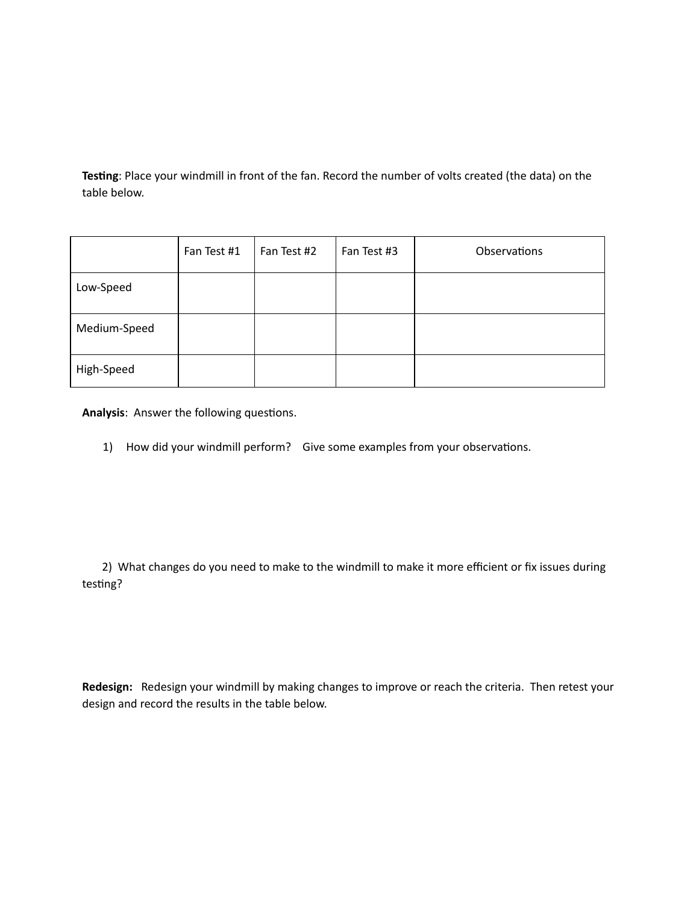**Testing**: Place your windmill in front of the fan. Record the number of volts created (the data) on the table below.

| | Fan Test #1 | Fan Test #2 | Fan Test #3 | Observations |
|---|---|---|---|---|
| Low-Speed | | | | |
| Medium-Speed | | | | |
| High-Speed | | | | |

**Analysis**: Answer the following questions.

1) How did your windmill perform? Give some examples from your observations.

2) What changes do you need to make to the windmill to make it more efficient or fix issues during testing?

**Redesign:** Redesign your windmill by making changes to improve or reach the criteria. Then retest your design and record the results in the table below.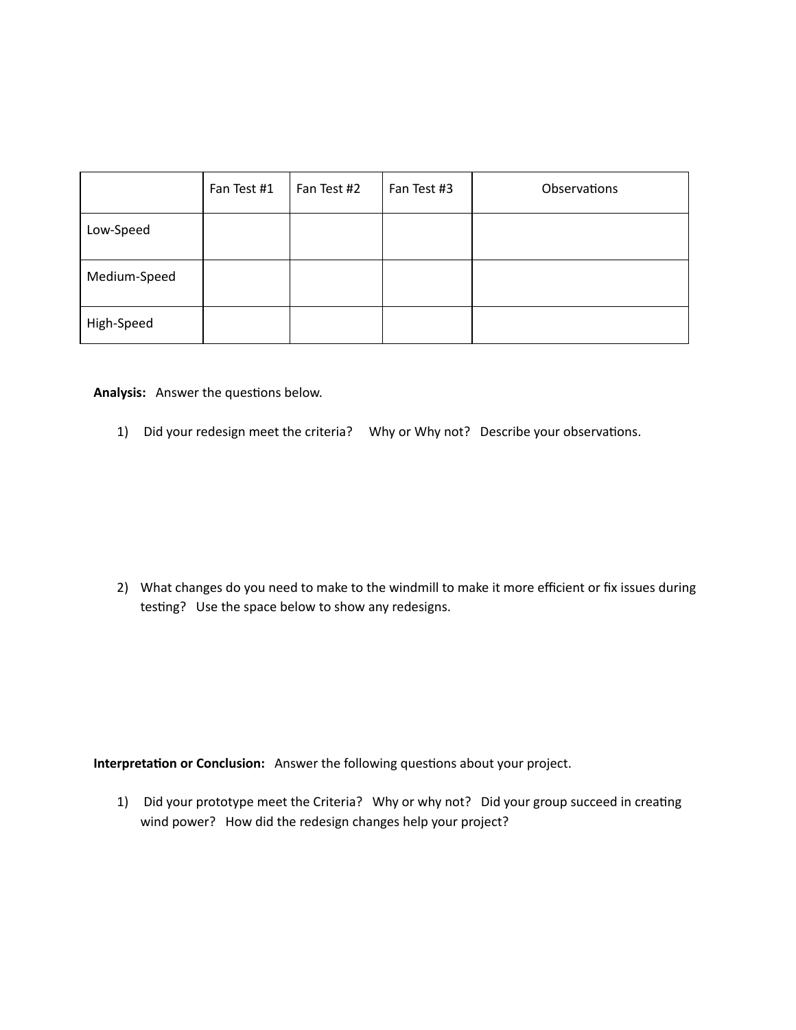|  | Fan Test #1 | Fan Test #2 | Fan Test #3 | Observations |
|---|---|---|---|---|
| Low-Speed |  |  |  |  |
| Medium-Speed |  |  |  |  |
| High-Speed |  |  |  |  |

**Analysis:** Answer the questions below.

1) Did your redesign meet the criteria? Why or Why not? Describe your observations.

2) What changes do you need to make to the windmill to make it more efficient or fix issues during testing? Use the space below to show any redesigns.

**Interpretation or Conclusion:** Answer the following questions about your project.

1) Did your prototype meet the Criteria? Why or why not? Did your group succeed in creating wind power? How did the redesign changes help your project?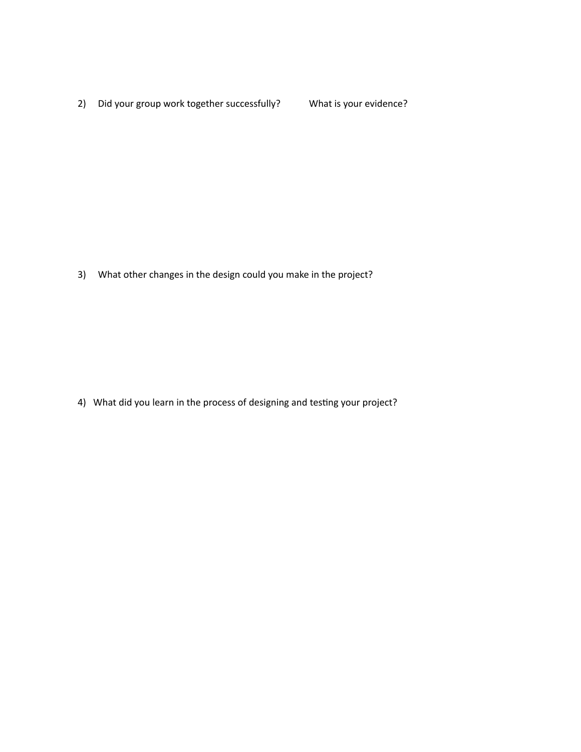2) Did your group work together successfully? What is your evidence?

3) What other changes in the design could you make in the project?

4) What did you learn in the process of designing and testing your project?